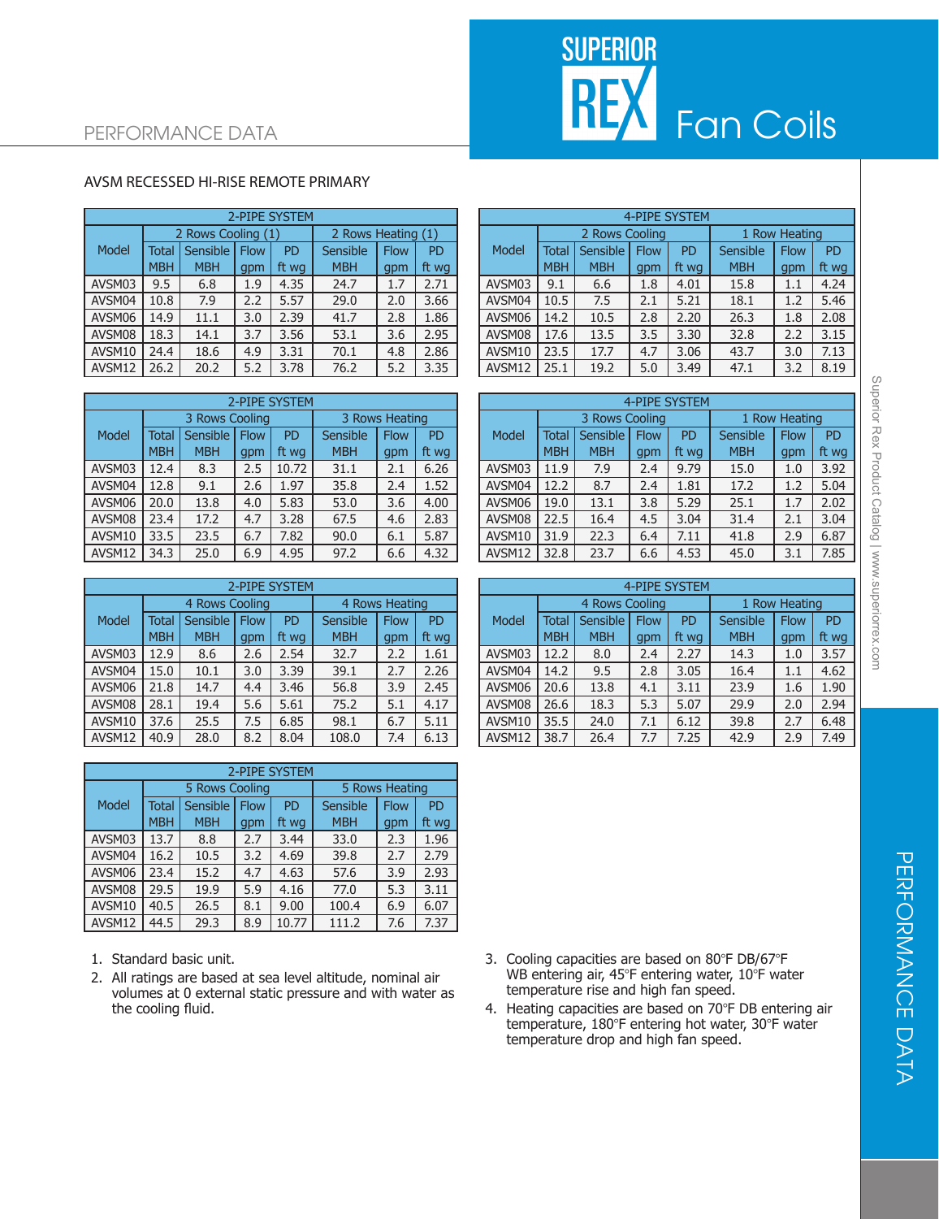PERFORMANCE DATA

# SUPERIOR REX Fan Coils

## AVSM RECESSED HI-RISE REMOTE PRIMARY

| 2-PIPE SYSTEM | | | | | | | |
|---|---|---|---|---|---|---|---|
| Model | 2 Rows Cooling (1) | | | | 2 Rows Heating (1) | | |
| | Total MBH | Sensible MBH | Flow gpm | PD ft wg | Sensible MBH | Flow gpm | PD ft wg |
| AVSM03 | 9.5 | 6.8 | 1.9 | 4.35 | 24.7 | 1.7 | 2.71 |
| AVSM04 | 10.8 | 7.9 | 2.2 | 5.57 | 29.0 | 2.0 | 3.66 |
| AVSM06 | 14.9 | 11.1 | 3.0 | 2.39 | 41.7 | 2.8 | 1.86 |
| AVSM08 | 18.3 | 14.1 | 3.7 | 3.56 | 53.1 | 3.6 | 2.95 |
| AVSM10 | 24.4 | 18.6 | 4.9 | 3.31 | 70.1 | 4.8 | 2.86 |
| AVSM12 | 26.2 | 20.2 | 5.2 | 3.78 | 76.2 | 5.2 | 3.35 |

| 4-PIPE SYSTEM | | | | | | | |
|---|---|---|---|---|---|---|---|
| Model | 2 Rows Cooling | | | | 1 Row Heating | | |
| | Total MBH | Sensible MBH | Flow gpm | PD ft wg | Sensible MBH | Flow gpm | PD ft wg |
| AVSM03 | 9.1 | 6.6 | 1.8 | 4.01 | 15.8 | 1.1 | 4.24 |
| AVSM04 | 10.5 | 7.5 | 2.1 | 5.21 | 18.1 | 1.2 | 5.46 |
| AVSM06 | 14.2 | 10.5 | 2.8 | 2.20 | 26.3 | 1.8 | 2.08 |
| AVSM08 | 17.6 | 13.5 | 3.5 | 3.30 | 32.8 | 2.2 | 3.15 |
| AVSM10 | 23.5 | 17.7 | 4.7 | 3.06 | 43.7 | 3.0 | 7.13 |
| AVSM12 | 25.1 | 19.2 | 5.0 | 3.49 | 47.1 | 3.2 | 8.19 |

| 2-PIPE SYSTEM | | | | | | | |
|---|---|---|---|---|---|---|---|
| Model | 3 Rows Cooling | | | | 3 Rows Heating | | |
| | Total MBH | Sensible MBH | Flow gpm | PD ft wg | Sensible MBH | Flow gpm | PD ft wg |
| AVSM03 | 12.4 | 8.3 | 2.5 | 10.72 | 31.1 | 2.1 | 6.26 |
| AVSM04 | 12.8 | 9.1 | 2.6 | 1.97 | 35.8 | 2.4 | 1.52 |
| AVSM06 | 20.0 | 13.8 | 4.0 | 5.83 | 53.0 | 3.6 | 4.00 |
| AVSM08 | 23.4 | 17.2 | 4.7 | 3.28 | 67.5 | 4.6 | 2.83 |
| AVSM10 | 33.5 | 23.5 | 6.7 | 7.82 | 90.0 | 6.1 | 5.87 |
| AVSM12 | 34.3 | 25.0 | 6.9 | 4.95 | 97.2 | 6.6 | 4.32 |

| 4-PIPE SYSTEM | | | | | | | |
|---|---|---|---|---|---|---|---|
| Model | 3 Rows Cooling | | | | 1 Row Heating | | |
| | Total MBH | Sensible MBH | Flow gpm | PD ft wg | Sensible MBH | Flow gpm | PD ft wg |
| AVSM03 | 11.9 | 7.9 | 2.4 | 9.79 | 15.0 | 1.0 | 3.92 |
| AVSM04 | 12.2 | 8.7 | 2.4 | 1.81 | 17.2 | 1.2 | 5.04 |
| AVSM06 | 19.0 | 13.1 | 3.8 | 5.29 | 25.1 | 1.7 | 2.02 |
| AVSM08 | 22.5 | 16.4 | 4.5 | 3.04 | 31.4 | 2.1 | 3.04 |
| AVSM10 | 31.9 | 22.3 | 6.4 | 7.11 | 41.8 | 2.9 | 6.87 |
| AVSM12 | 32.8 | 23.7 | 6.6 | 4.53 | 45.0 | 3.1 | 7.85 |

| 2-PIPE SYSTEM | | | | | | | |
|---|---|---|---|---|---|---|---|
| Model | 4 Rows Cooling | | | | 4 Rows Heating | | |
| | Total MBH | Sensible MBH | Flow gpm | PD ft wg | Sensible MBH | Flow gpm | PD ft wg |
| AVSM03 | 12.9 | 8.6 | 2.6 | 2.54 | 32.7 | 2.2 | 1.61 |
| AVSM04 | 15.0 | 10.1 | 3.0 | 3.39 | 39.1 | 2.7 | 2.26 |
| AVSM06 | 21.8 | 14.7 | 4.4 | 3.46 | 56.8 | 3.9 | 2.45 |
| AVSM08 | 28.1 | 19.4 | 5.6 | 5.61 | 75.2 | 5.1 | 4.17 |
| AVSM10 | 37.6 | 25.5 | 7.5 | 6.85 | 98.1 | 6.7 | 5.11 |
| AVSM12 | 40.9 | 28.0 | 8.2 | 8.04 | 108.0 | 7.4 | 6.13 |

| 4-PIPE SYSTEM | | | | | | | |
|---|---|---|---|---|---|---|---|
| Model | 4 Rows Cooling | | | | 1 Row Heating | | |
| | Total MBH | Sensible MBH | Flow gpm | PD ft wg | Sensible MBH | Flow gpm | PD ft wg |
| AVSM03 | 12.2 | 8.0 | 2.4 | 2.27 | 14.3 | 1.0 | 3.57 |
| AVSM04 | 14.2 | 9.5 | 2.8 | 3.05 | 16.4 | 1.1 | 4.62 |
| AVSM06 | 20.6 | 13.8 | 4.1 | 3.11 | 23.9 | 1.6 | 1.90 |
| AVSM08 | 26.6 | 18.3 | 5.3 | 5.07 | 29.9 | 2.0 | 2.94 |
| AVSM10 | 35.5 | 24.0 | 7.1 | 6.12 | 39.8 | 2.7 | 6.48 |
| AVSM12 | 38.7 | 26.4 | 7.7 | 7.25 | 42.9 | 2.9 | 7.49 |

| 2-PIPE SYSTEM | | | | | | | |
|---|---|---|---|---|---|---|---|
| Model | 5 Rows Cooling | | | | 5 Rows Heating | | |
| | Total MBH | Sensible MBH | Flow gpm | PD ft wg | Sensible MBH | Flow gpm | PD ft wg |
| AVSM03 | 13.7 | 8.8 | 2.7 | 3.44 | 33.0 | 2.3 | 1.96 |
| AVSM04 | 16.2 | 10.5 | 3.2 | 4.69 | 39.8 | 2.7 | 2.79 |
| AVSM06 | 23.4 | 15.2 | 4.7 | 4.63 | 57.6 | 3.9 | 2.93 |
| AVSM08 | 29.5 | 19.9 | 5.9 | 4.16 | 77.0 | 5.3 | 3.11 |
| AVSM10 | 40.5 | 26.5 | 8.1 | 9.00 | 100.4 | 6.9 | 6.07 |
| AVSM12 | 44.5 | 29.3 | 8.9 | 10.77 | 111.2 | 7.6 | 7.37 |

1. Standard basic unit.
2. All ratings are based at sea level altitude, nominal air volumes at 0 external static pressure and with water as the cooling fluid.
3. Cooling capacities are based on 80°F DB/67°F WB entering air, 45°F entering water, 10°F water temperature rise and high fan speed.
4. Heating capacities are based on 70°F DB entering air temperature, 180°F entering hot water, 30°F water temperature drop and high fan speed.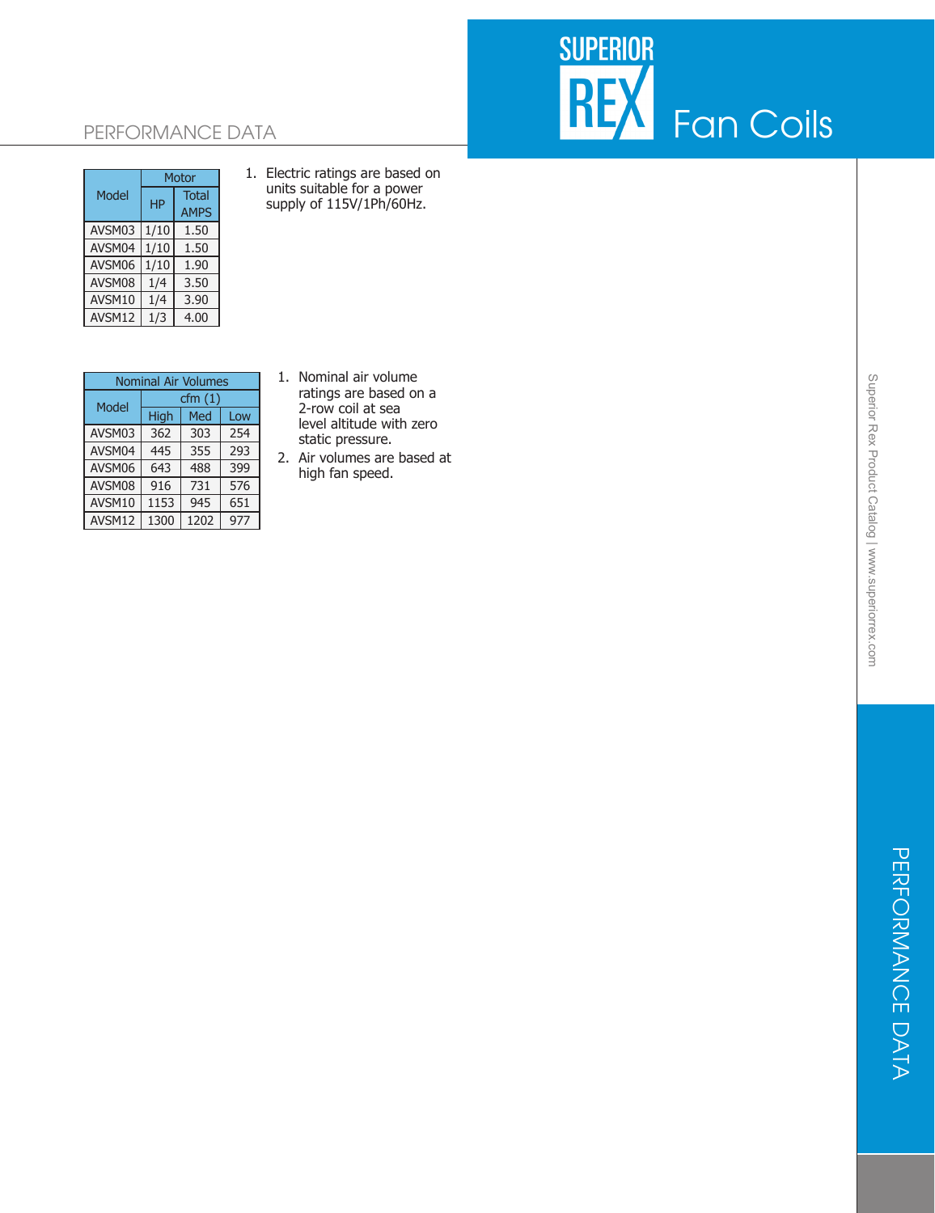# PERFORMANCE DATA

| Model | Motor | |
|---|---|---|
| | HP | Total AMPS |
| AVSM03 | 1/10 | 1.50 |
| AVSM04 | 1/10 | 1.50 |
| AVSM06 | 1/10 | 1.90 |
| AVSM08 | 1/4 | 3.50 |
| AVSM10 | 1/4 | 3.90 |
| AVSM12 | 1/3 | 4.00 |

1. Electric ratings are based on units suitable for a power supply of 115V/1Ph/60Hz.

| Nominal Air Volumes | | | |
|---|---|---|---|
| Model | cfm (1) | | |
| | High | Med | Low |
| AVSM03 | 362 | 303 | 254 |
| AVSM04 | 445 | 355 | 293 |
| AVSM06 | 643 | 488 | 399 |
| AVSM08 | 916 | 731 | 576 |
| AVSM10 | 1153 | 945 | 651 |
| AVSM12 | 1300 | 1202 | 977 |

1. Nominal air volume ratings are based on a 2-row coil at sea level altitude with zero static pressure.
2. Air volumes are based at high fan speed.